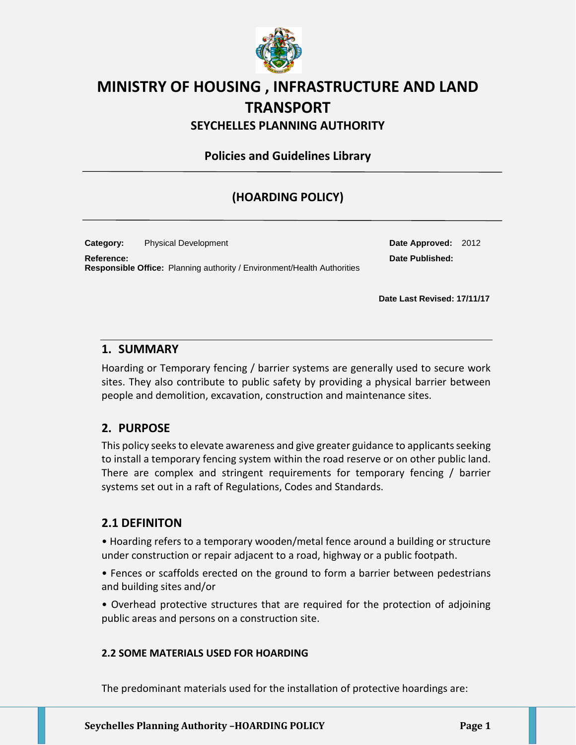# MINISTRY OF HOUSING , INFRASTRUCTURE AND LAND TRANSPORT

## SEYCHELLES PLANNING AUTHORITY

### Policies and Guidelines Library

## (HOARDING POLICY)

**Category:** Physical Development

**Reference:**

**Responsible Office:** Planning authority / Environment/Health Authorities

**Date Approved:** 2012

**Date Published:**

**Date Last Revised: 17/11/17**

## 1. SUMMARY

Hoarding or Temporary fencing / barrier systems are generally used to secure work sites. They also contribute to public safety by providing a physical barrier between people and demolition, excavation, construction and maintenance sites.

## 2. PURPOSE

This policy seeks to elevate awareness and give greater guidance to applicants seeking to install a temporary fencing system within the road reserve or on other public land. There are complex and stringent requirements for temporary fencing / barrier systems set out in a raft of Regulations, Codes and Standards.

## 2.1 DEFINITON

- Hoarding refers to a temporary wooden/metal fence around a building or structure under construction or repair adjacent to a road, highway or a public footpath.
- Fences or scaffolds erected on the ground to form a barrier between pedestrians and building sites and/or
- Overhead protective structures that are required for the protection of adjoining public areas and persons on a construction site.

### 2.2 SOME MATERIALS USED FOR HOARDING

The predominant materials used for the installation of protective hoardings are: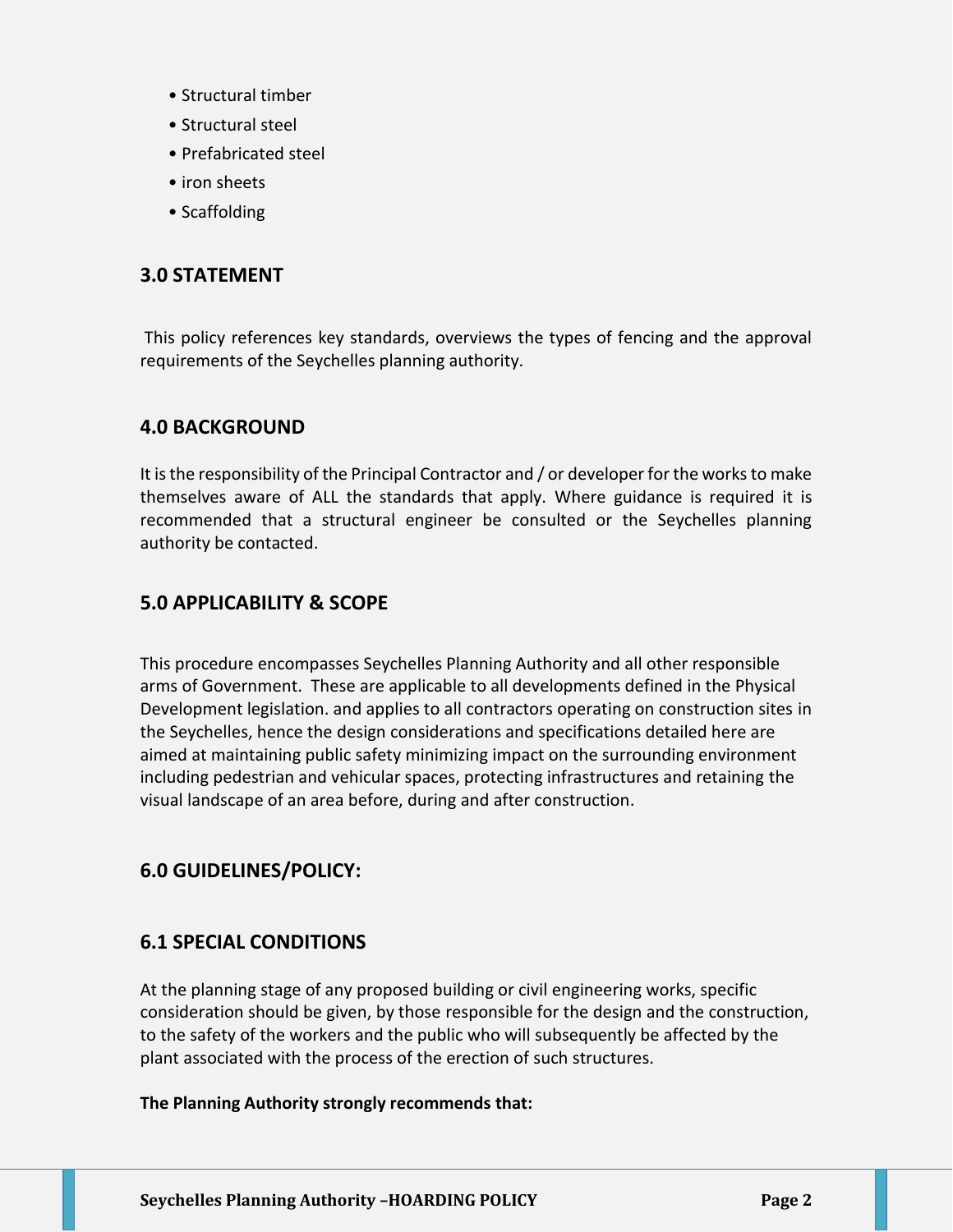- Structural timber
- Structural steel
- Prefabricated steel
- iron sheets
- Scaffolding

## 3.0 STATEMENT

This policy references key standards, overviews the types of fencing and the approval requirements of the Seychelles planning authority.

## 4.0 BACKGROUND

It is the responsibility of the Principal Contractor and / or developer for the works to make themselves aware of ALL the standards that apply. Where guidance is required it is recommended that a structural engineer be consulted or the Seychelles planning authority be contacted.

## 5.0 APPLICABILITY & SCOPE

This procedure encompasses Seychelles Planning Authority and all other responsible arms of Government. These are applicable to all developments defined in the Physical Development legislation. and applies to all contractors operating on construction sites in the Seychelles, hence the design considerations and specifications detailed here are aimed at maintaining public safety minimizing impact on the surrounding environment including pedestrian and vehicular spaces, protecting infrastructures and retaining the visual landscape of an area before, during and after construction.

## 6.0 GUIDELINES/POLICY:

## 6.1 SPECIAL CONDITIONS

At the planning stage of any proposed building or civil engineering works, specific consideration should be given, by those responsible for the design and the construction, to the safety of the workers and the public who will subsequently be affected by the plant associated with the process of the erection of such structures.

**The Planning Authority strongly recommends that:**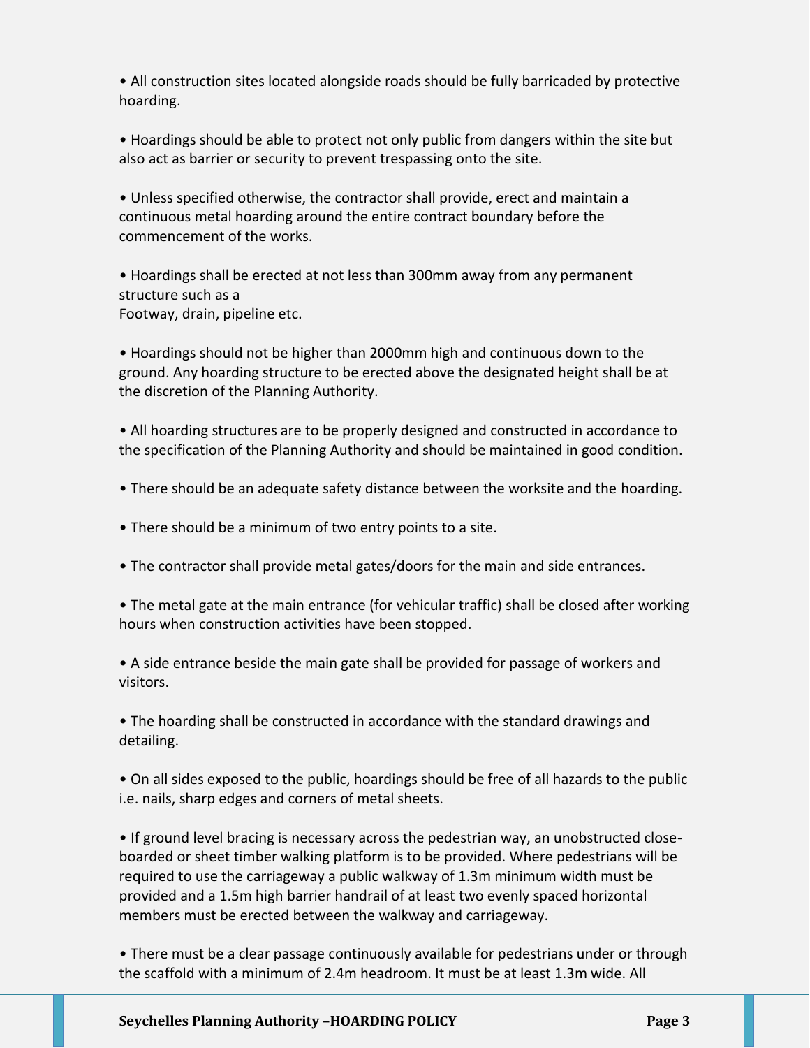- All construction sites located alongside roads should be fully barricaded by protective hoarding.

- Hoardings should be able to protect not only public from dangers within the site but also act as barrier or security to prevent trespassing onto the site.

- Unless specified otherwise, the contractor shall provide, erect and maintain a continuous metal hoarding around the entire contract boundary before the commencement of the works.

- Hoardings shall be erected at not less than 300mm away from any permanent structure such as a Footway, drain, pipeline etc.

- Hoardings should not be higher than 2000mm high and continuous down to the ground. Any hoarding structure to be erected above the designated height shall be at the discretion of the Planning Authority.

- All hoarding structures are to be properly designed and constructed in accordance to the specification of the Planning Authority and should be maintained in good condition.

- There should be an adequate safety distance between the worksite and the hoarding.

- There should be a minimum of two entry points to a site.

- The contractor shall provide metal gates/doors for the main and side entrances.

- The metal gate at the main entrance (for vehicular traffic) shall be closed after working hours when construction activities have been stopped.

- A side entrance beside the main gate shall be provided for passage of workers and visitors.

- The hoarding shall be constructed in accordance with the standard drawings and detailing.

- On all sides exposed to the public, hoardings should be free of all hazards to the public i.e. nails, sharp edges and corners of metal sheets.

- If ground level bracing is necessary across the pedestrian way, an unobstructed close-boarded or sheet timber walking platform is to be provided. Where pedestrians will be required to use the carriageway a public walkway of 1.3m minimum width must be provided and a 1.5m high barrier handrail of at least two evenly spaced horizontal members must be erected between the walkway and carriageway.

- There must be a clear passage continuously available for pedestrians under or through the scaffold with a minimum of 2.4m headroom. It must be at least 1.3m wide. All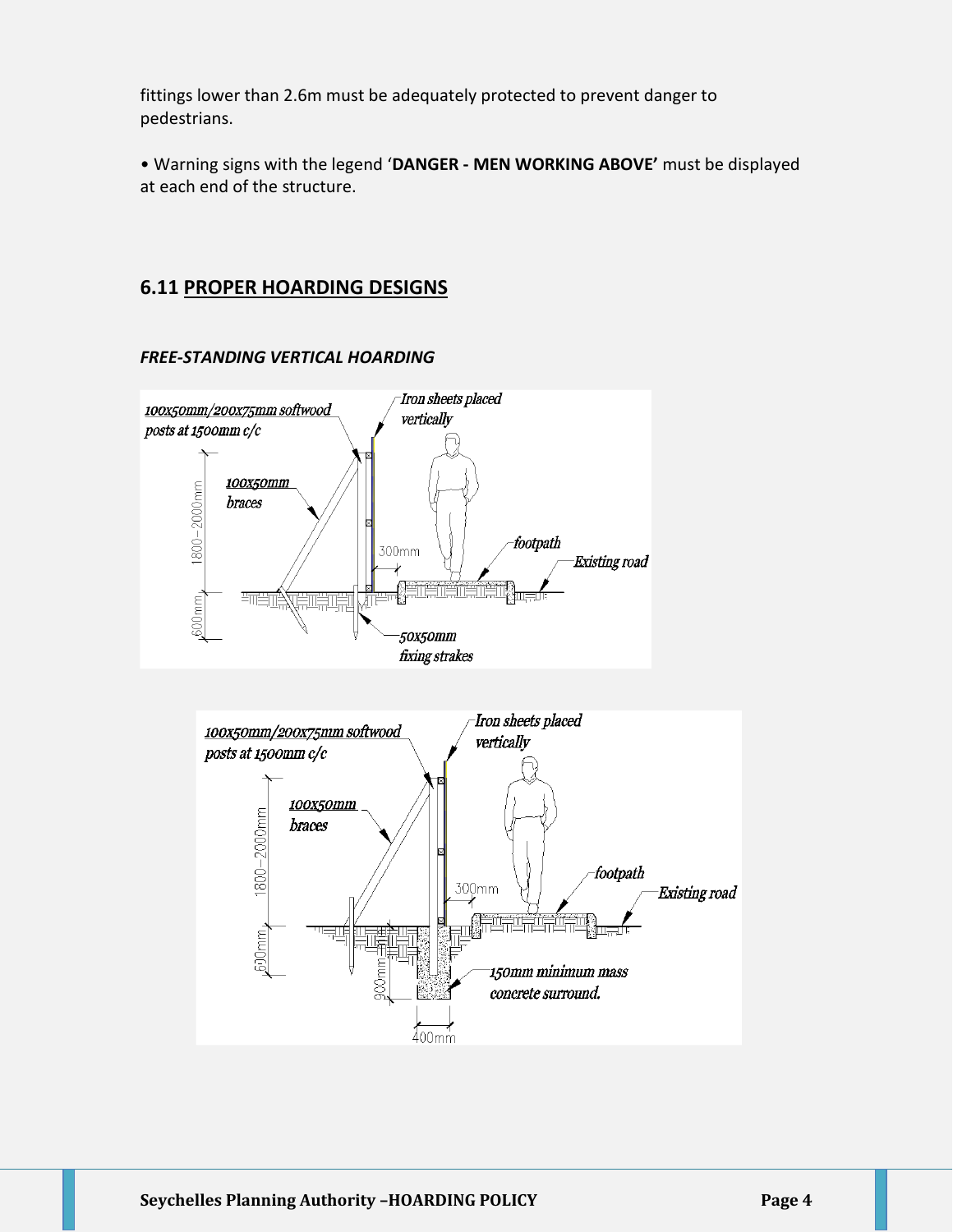fittings lower than 2.6m must be adequately protected to prevent danger to pedestrians.

• Warning signs with the legend '**DANGER - MEN WORKING ABOVE'** must be displayed at each end of the structure.

## 6.11 PROPER HOARDING DESIGNS

***FREE-STANDING VERTICAL HOARDING***

100x50mm/200x75mm softwood posts at 1500mm c/c

Iron sheets placed vertically

100x50mm braces

1800–2000mm

300mm

footpath

Existing road

600mm

50x50mm fixing strakes

100x50mm/200x75mm softwood posts at 1500mm c/c

Iron sheets placed vertically

100x50mm braces

1800–2000mm

300mm

footpath

Existing road

600mm

900mm

150mm minimum mass concrete surround.

400mm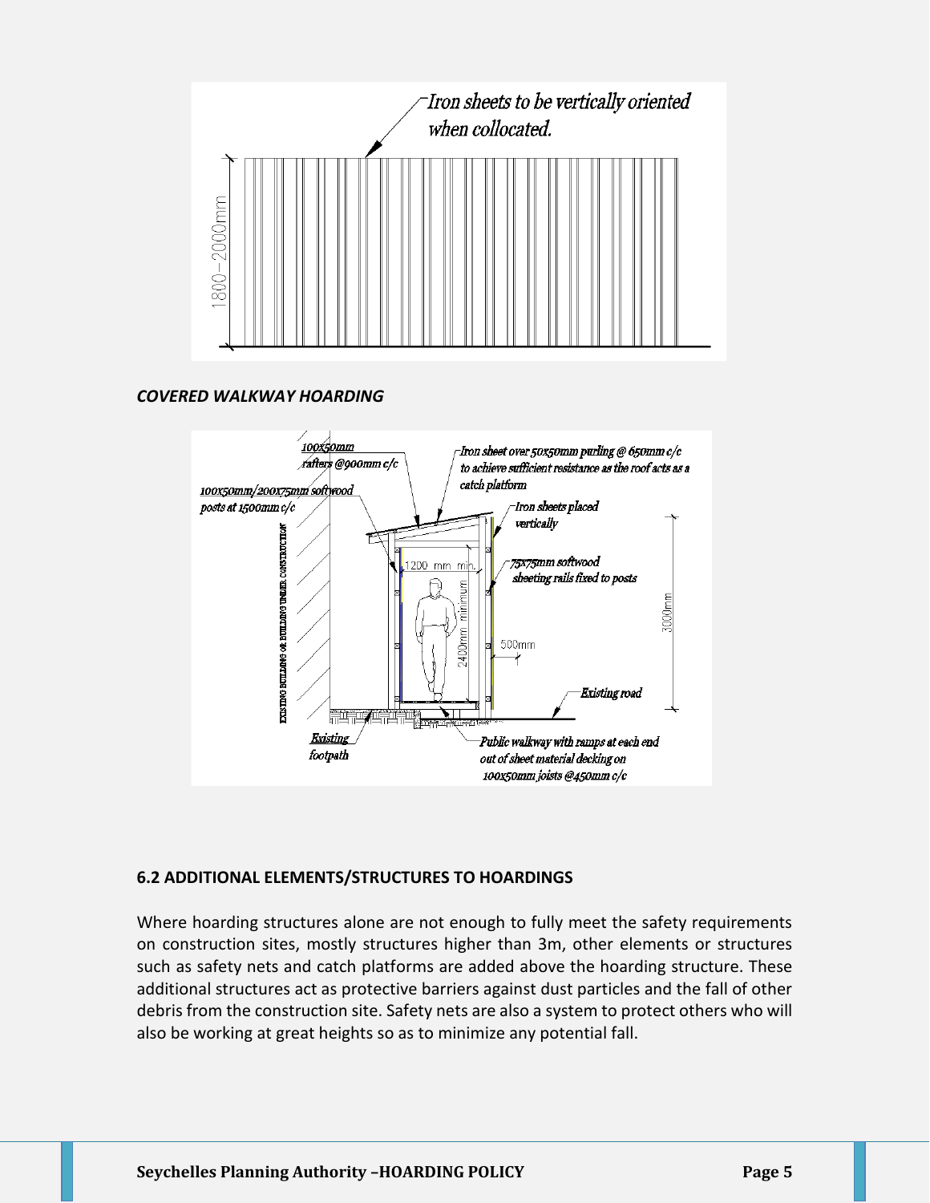*COVERED WALKWAY HOARDING*

### 6.2 ADDITIONAL ELEMENTS/STRUCTURES TO HOARDINGS

Where hoarding structures alone are not enough to fully meet the safety requirements on construction sites, mostly structures higher than 3m, other elements or structures such as safety nets and catch platforms are added above the hoarding structure. These additional structures act as protective barriers against dust particles and the fall of other debris from the construction site. Safety nets are also a system to protect others who will also be working at great heights so as to minimize any potential fall.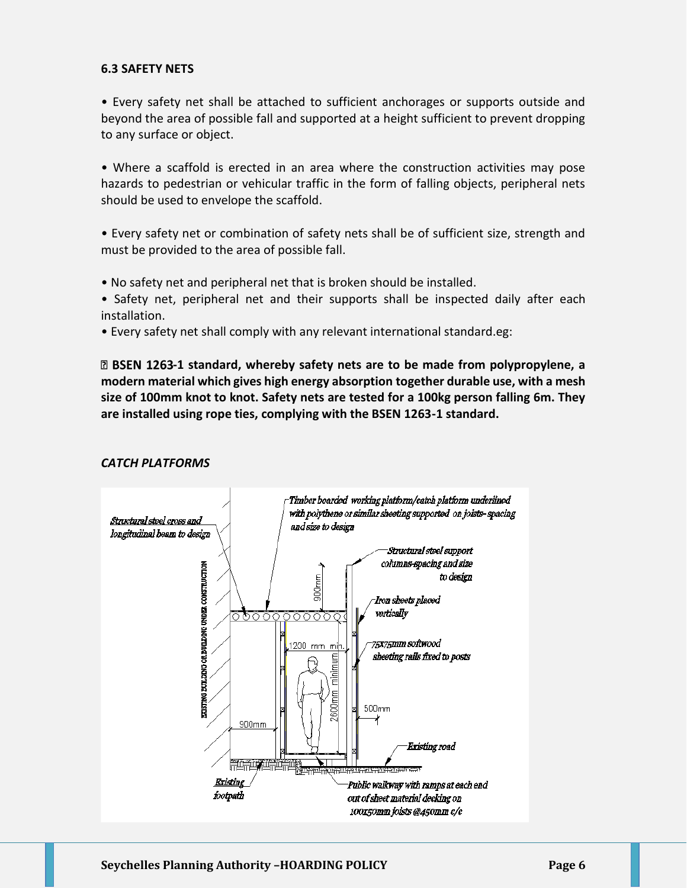### 6.3 SAFETY NETS

- Every safety net shall be attached to sufficient anchorages or supports outside and beyond the area of possible fall and supported at a height sufficient to prevent dropping to any surface or object.

- Where a scaffold is erected in an area where the construction activities may pose hazards to pedestrian or vehicular traffic in the form of falling objects, peripheral nets should be used to envelope the scaffold.

- Every safety net or combination of safety nets shall be of sufficient size, strength and must be provided to the area of possible fall.

- No safety net and peripheral net that is broken should be installed.
- Safety net, peripheral net and their supports shall be inspected daily after each installation.
- Every safety net shall comply with any relevant international standard.eg:

  - **BSEN 1263-1 standard, whereby safety nets are to be made from polypropylene, a modern material which gives high energy absorption together durable use, with a mesh size of 100mm knot to knot. Safety nets are tested for a 100kg person falling 6m. They are installed using rope ties, complying with the BSEN 1263-1 standard.**

***CATCH PLATFORMS***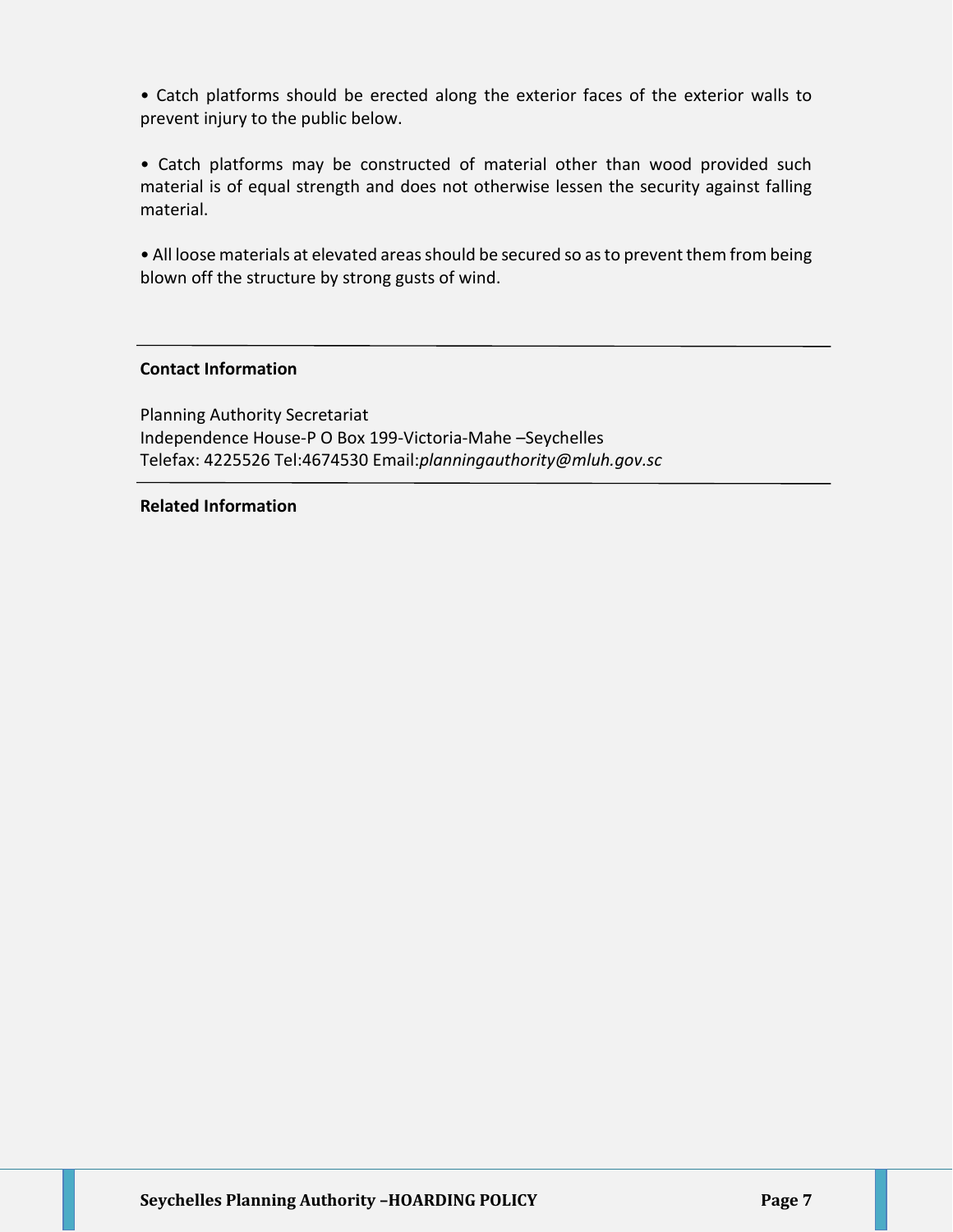- Catch platforms should be erected along the exterior faces of the exterior walls to prevent injury to the public below.

- Catch platforms may be constructed of material other than wood provided such material is of equal strength and does not otherwise lessen the security against falling material.

- All loose materials at elevated areas should be secured so as to prevent them from being blown off the structure by strong gusts of wind.

---

**Contact Information**

Planning Authority Secretariat
Independence House-P O Box 199-Victoria-Mahe –Seychelles
Telefax: 4225526 Tel:4674530 Email:*planningauthority@mluh.gov.sc*

---

**Related Information**